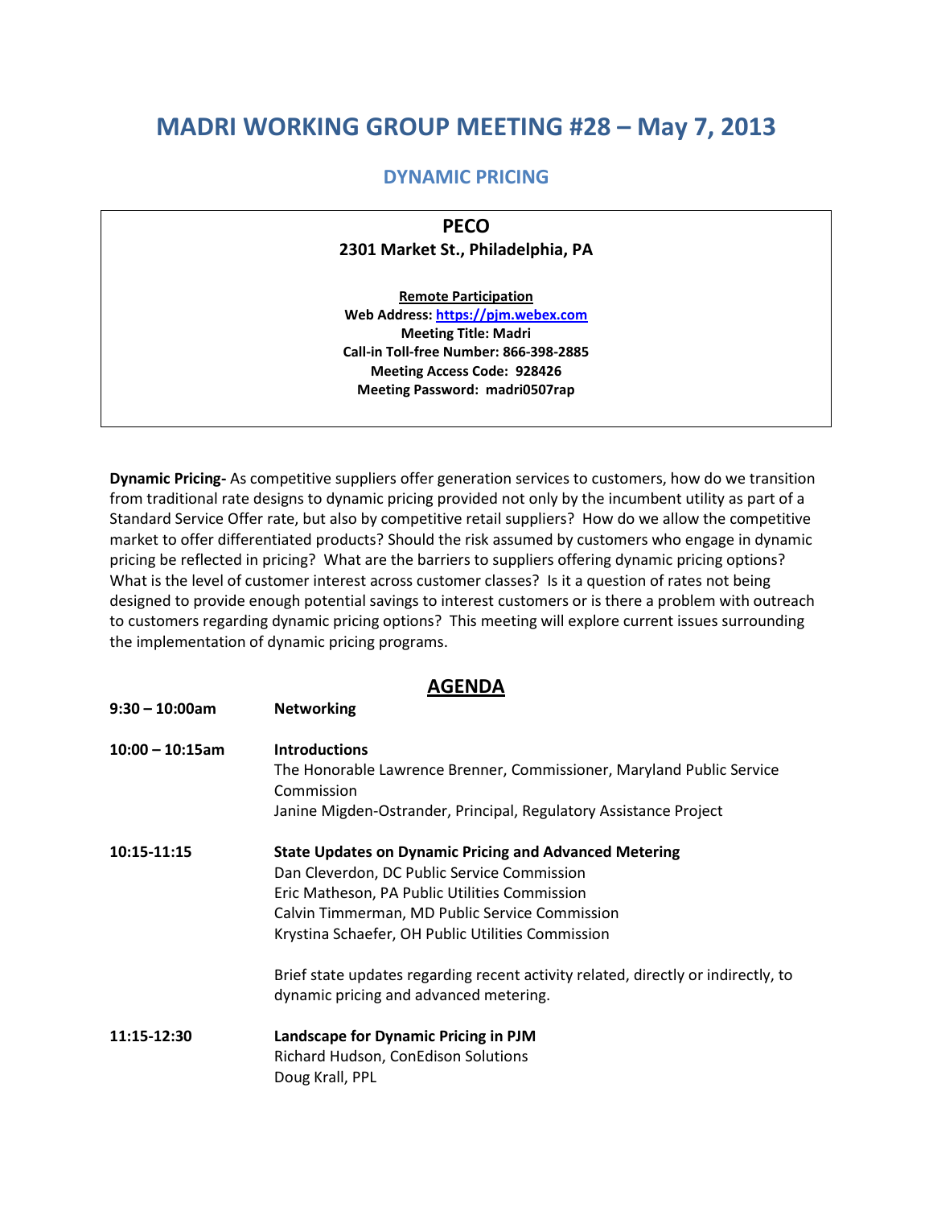# MADRI WORKING GROUP MEETING #28 – May 7, 2013

## DYNAMIC PRICING

**PECO**
**2301 Market St., Philadelphia, PA**

**Remote Participation**
**Web Address: https://pjm.webex.com**
**Meeting Title: Madri**
**Call-in Toll-free Number: 866-398-2885**
**Meeting Access Code: 928426**
**Meeting Password: madri0507rap**

**Dynamic Pricing-** As competitive suppliers offer generation services to customers, how do we transition from traditional rate designs to dynamic pricing provided not only by the incumbent utility as part of a Standard Service Offer rate, but also by competitive retail suppliers? How do we allow the competitive market to offer differentiated products? Should the risk assumed by customers who engage in dynamic pricing be reflected in pricing? What are the barriers to suppliers offering dynamic pricing options? What is the level of customer interest across customer classes? Is it a question of rates not being designed to provide enough potential savings to interest customers or is there a problem with outreach to customers regarding dynamic pricing options? This meeting will explore current issues surrounding the implementation of dynamic pricing programs.

## AGENDA

**9:30 – 10:00am** **Networking**

**10:00 – 10:15am** **Introductions**
The Honorable Lawrence Brenner, Commissioner, Maryland Public Service Commission
Janine Migden-Ostrander, Principal, Regulatory Assistance Project

**10:15-11:15** **State Updates on Dynamic Pricing and Advanced Metering**
Dan Cleverdon, DC Public Service Commission
Eric Matheson, PA Public Utilities Commission
Calvin Timmerman, MD Public Service Commission
Krystina Schaefer, OH Public Utilities Commission

Brief state updates regarding recent activity related, directly or indirectly, to dynamic pricing and advanced metering.

**11:15-12:30** **Landscape for Dynamic Pricing in PJM**
Richard Hudson, ConEdison Solutions
Doug Krall, PPL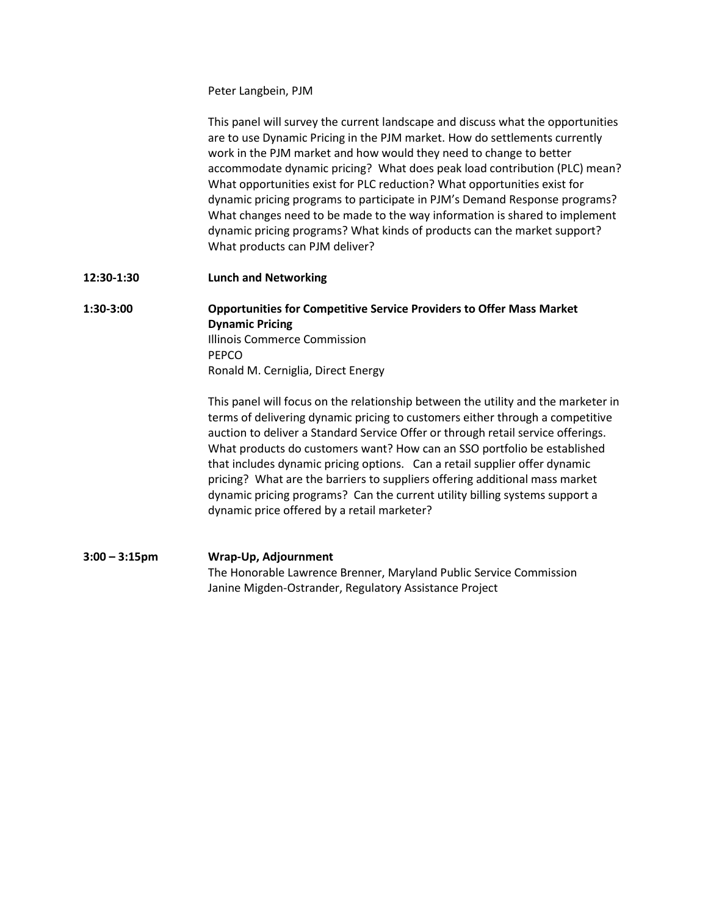Peter Langbein, PJM

This panel will survey the current landscape and discuss what the opportunities are to use Dynamic Pricing in the PJM market. How do settlements currently work in the PJM market and how would they need to change to better accommodate dynamic pricing? What does peak load contribution (PLC) mean? What opportunities exist for PLC reduction? What opportunities exist for dynamic pricing programs to participate in PJM's Demand Response programs? What changes need to be made to the way information is shared to implement dynamic pricing programs? What kinds of products can the market support? What products can PJM deliver?

**12:30-1:30** **Lunch and Networking**

**1:30-3:00** **Opportunities for Competitive Service Providers to Offer Mass Market Dynamic Pricing**

Illinois Commerce Commission
PEPCO
Ronald M. Cerniglia, Direct Energy

This panel will focus on the relationship between the utility and the marketer in terms of delivering dynamic pricing to customers either through a competitive auction to deliver a Standard Service Offer or through retail service offerings. What products do customers want? How can an SSO portfolio be established that includes dynamic pricing options. Can a retail supplier offer dynamic pricing? What are the barriers to suppliers offering additional mass market dynamic pricing programs? Can the current utility billing systems support a dynamic price offered by a retail marketer?

**3:00 – 3:15pm** **Wrap-Up, Adjournment**

The Honorable Lawrence Brenner, Maryland Public Service Commission
Janine Migden-Ostrander, Regulatory Assistance Project